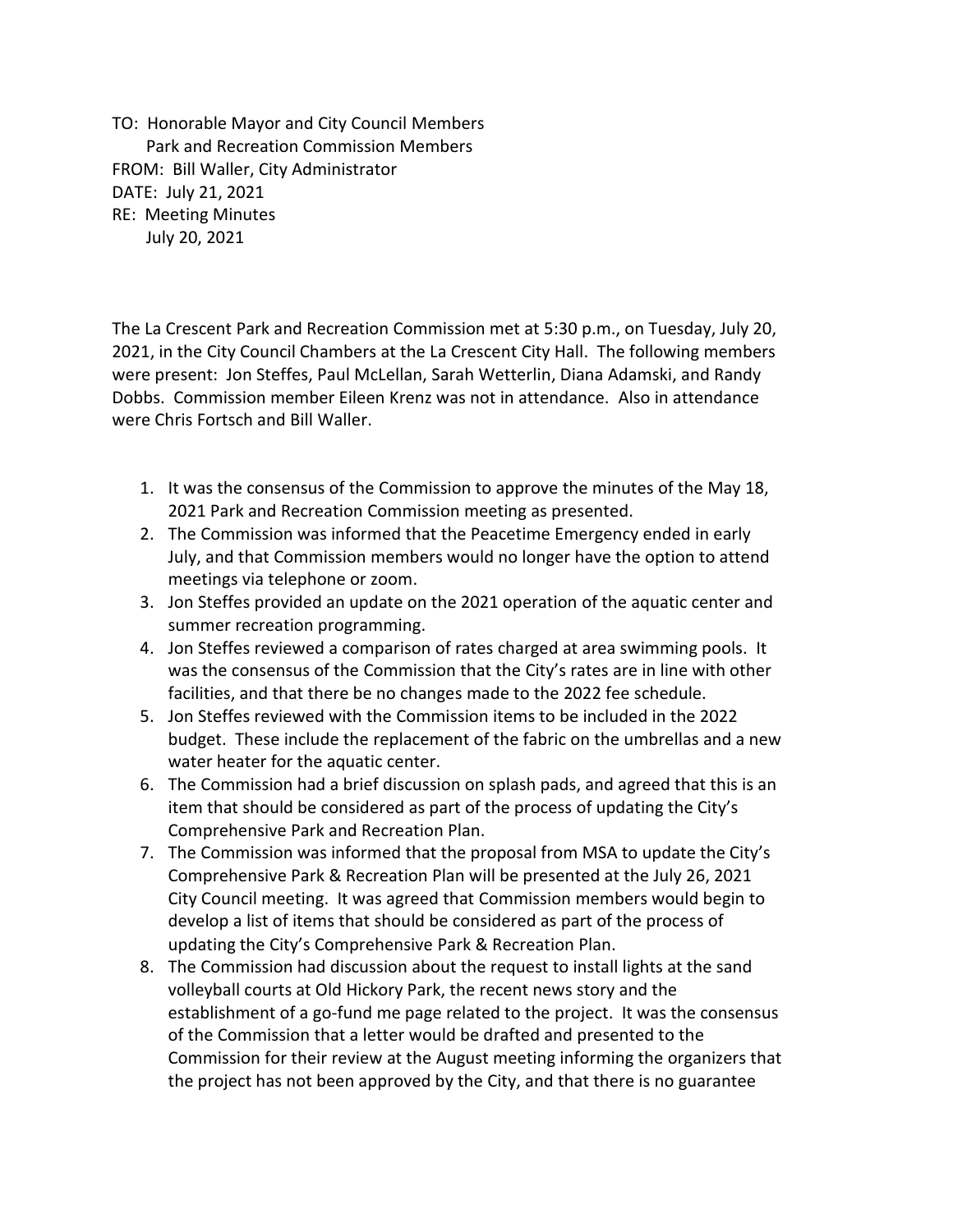TO: Honorable Mayor and City Council Members
Park and Recreation Commission Members
FROM: Bill Waller, City Administrator
DATE: July 21, 2021
RE: Meeting Minutes
July 20, 2021

The La Crescent Park and Recreation Commission met at 5:30 p.m., on Tuesday, July 20, 2021, in the City Council Chambers at the La Crescent City Hall. The following members were present: Jon Steffes, Paul McLellan, Sarah Wetterlin, Diana Adamski, and Randy Dobbs. Commission member Eileen Krenz was not in attendance. Also in attendance were Chris Fortsch and Bill Waller.

1. It was the consensus of the Commission to approve the minutes of the May 18, 2021 Park and Recreation Commission meeting as presented.
2. The Commission was informed that the Peacetime Emergency ended in early July, and that Commission members would no longer have the option to attend meetings via telephone or zoom.
3. Jon Steffes provided an update on the 2021 operation of the aquatic center and summer recreation programming.
4. Jon Steffes reviewed a comparison of rates charged at area swimming pools. It was the consensus of the Commission that the City's rates are in line with other facilities, and that there be no changes made to the 2022 fee schedule.
5. Jon Steffes reviewed with the Commission items to be included in the 2022 budget. These include the replacement of the fabric on the umbrellas and a new water heater for the aquatic center.
6. The Commission had a brief discussion on splash pads, and agreed that this is an item that should be considered as part of the process of updating the City's Comprehensive Park and Recreation Plan.
7. The Commission was informed that the proposal from MSA to update the City's Comprehensive Park & Recreation Plan will be presented at the July 26, 2021 City Council meeting. It was agreed that Commission members would begin to develop a list of items that should be considered as part of the process of updating the City's Comprehensive Park & Recreation Plan.
8. The Commission had discussion about the request to install lights at the sand volleyball courts at Old Hickory Park, the recent news story and the establishment of a go-fund me page related to the project. It was the consensus of the Commission that a letter would be drafted and presented to the Commission for their review at the August meeting informing the organizers that the project has not been approved by the City, and that there is no guarantee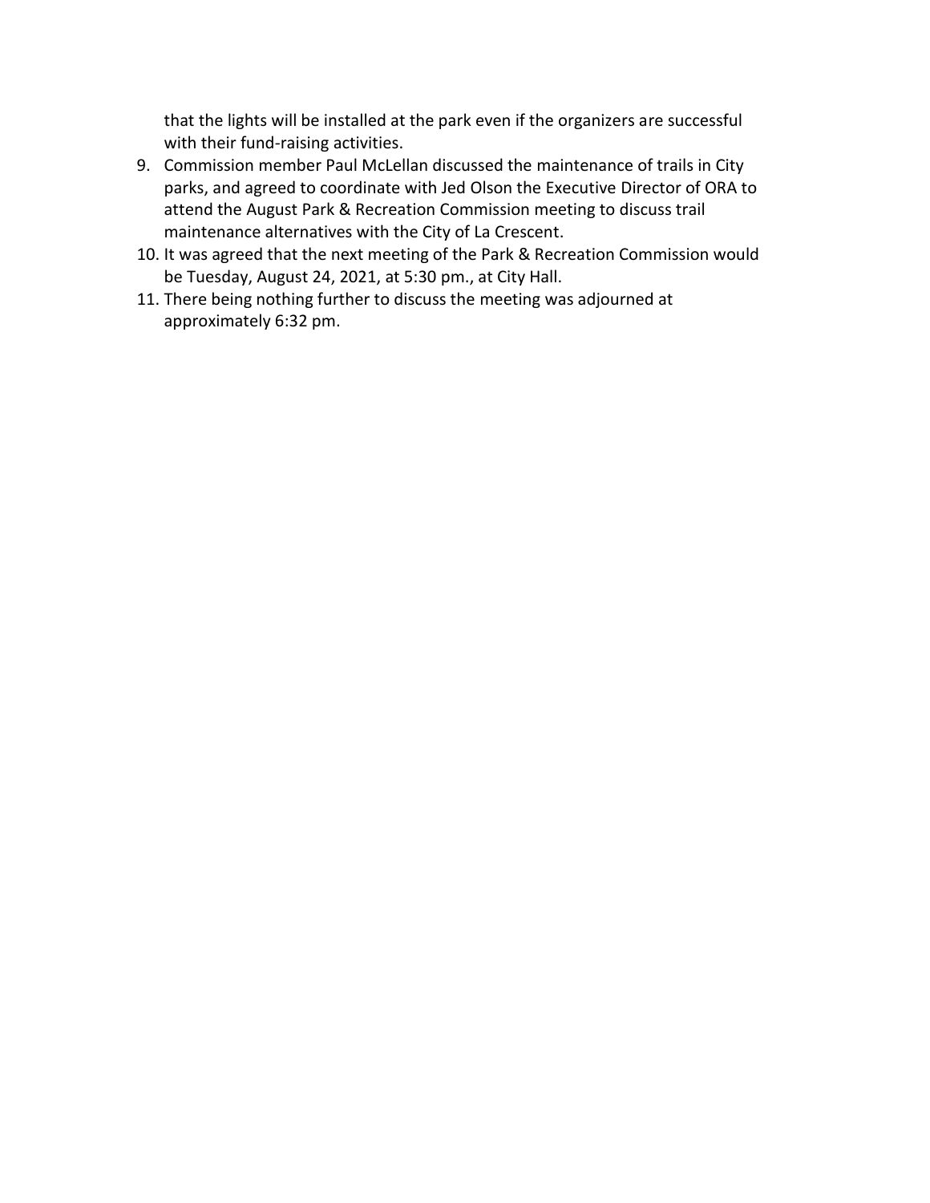that the lights will be installed at the park even if the organizers are successful with their fund-raising activities.

9. Commission member Paul McLellan discussed the maintenance of trails in City parks, and agreed to coordinate with Jed Olson the Executive Director of ORA to attend the August Park & Recreation Commission meeting to discuss trail maintenance alternatives with the City of La Crescent.
10. It was agreed that the next meeting of the Park & Recreation Commission would be Tuesday, August 24, 2021, at 5:30 pm., at City Hall.
11. There being nothing further to discuss the meeting was adjourned at approximately 6:32 pm.